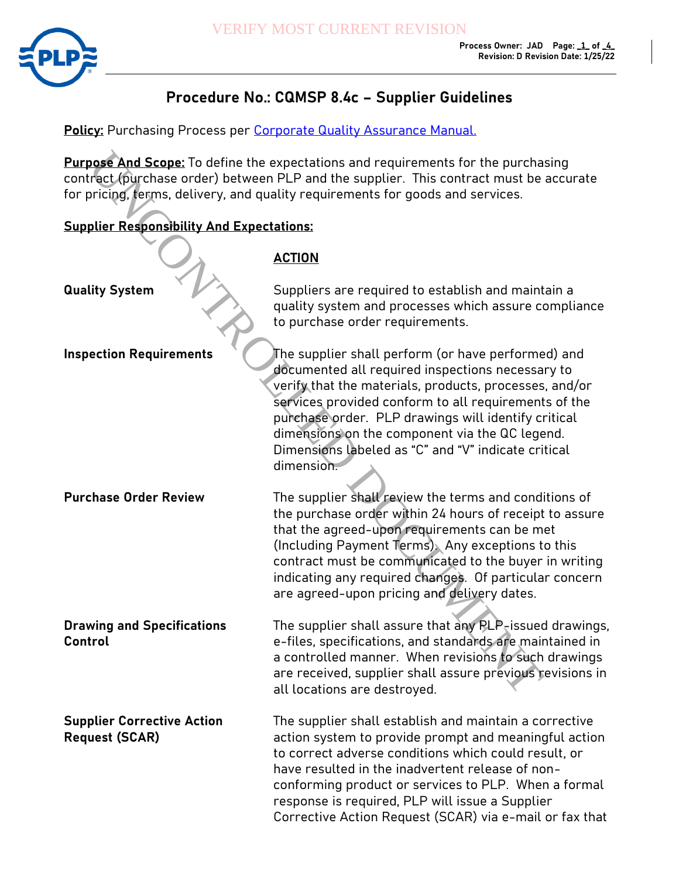# Procedure No.: CQMSP 8.4c – Supplier Guidelines

**Policy:** Purchasing Process per Corporate Quality Assurance Manual.

**Purpose And Scope:** To define the expectations and requirements for the purchasing contract (purchase order) between PLP and the supplier. This contract must be accurate for pricing, terms, delivery, and quality requirements for goods and services.

**Supplier Responsibility And Expectations:**

| | **ACTION** |
|---|---|
| **Quality System** | Suppliers are required to establish and maintain a quality system and processes which assure compliance to purchase order requirements. |
| **Inspection Requirements** | The supplier shall perform (or have performed) and documented all required inspections necessary to verify that the materials, products, processes, and/or services provided conform to all requirements of the purchase order. PLP drawings will identify critical dimensions on the component via the QC legend. Dimensions labeled as "C" and "V" indicate critical dimension. |
| **Purchase Order Review** | The supplier shall review the terms and conditions of the purchase order within 24 hours of receipt to assure that the agreed-upon requirements can be met (Including Payment Terms). Any exceptions to this contract must be communicated to the buyer in writing indicating any required changes. Of particular concern are agreed-upon pricing and delivery dates. |
| **Drawing and Specifications Control** | The supplier shall assure that any PLP-issued drawings, e-files, specifications, and standards are maintained in a controlled manner. When revisions to such drawings are received, supplier shall assure previous revisions in all locations are destroyed. |
| **Supplier Corrective Action Request (SCAR)** | The supplier shall establish and maintain a corrective action system to provide prompt and meaningful action to correct adverse conditions which could result, or have resulted in the inadvertent release of non-conforming product or services to PLP. When a formal response is required, PLP will issue a Supplier Corrective Action Request (SCAR) via e-mail or fax that |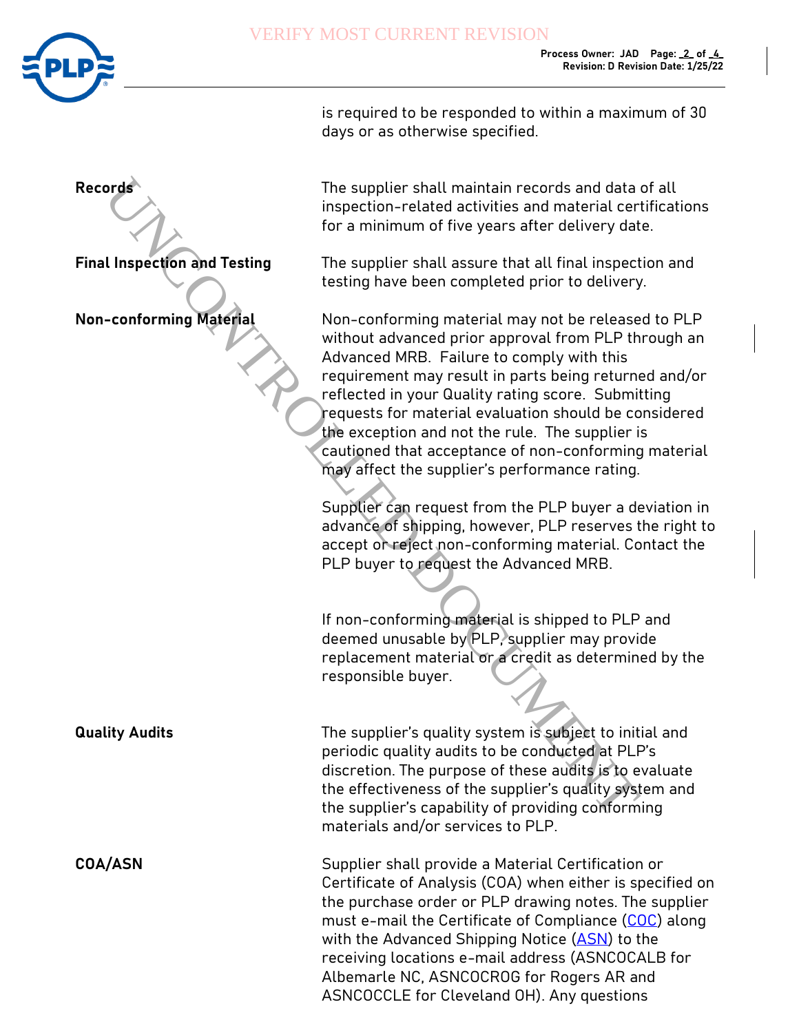is required to be responded to within a maximum of 30 days or as otherwise specified.

**Records**

The supplier shall maintain records and data of all inspection-related activities and material certifications for a minimum of five years after delivery date.

**Final Inspection and Testing**

The supplier shall assure that all final inspection and testing have been completed prior to delivery.

**Non-conforming Material**

Non-conforming material may not be released to PLP without advanced prior approval from PLP through an Advanced MRB. Failure to comply with this requirement may result in parts being returned and/or reflected in your Quality rating score. Submitting requests for material evaluation should be considered the exception and not the rule. The supplier is cautioned that acceptance of non-conforming material may affect the supplier's performance rating.

Supplier can request from the PLP buyer a deviation in advance of shipping, however, PLP reserves the right to accept or reject non-conforming material. Contact the PLP buyer to request the Advanced MRB.

If non-conforming material is shipped to PLP and deemed unusable by PLP, supplier may provide replacement material or a credit as determined by the responsible buyer.

**Quality Audits**

The supplier's quality system is subject to initial and periodic quality audits to be conducted at PLP's discretion. The purpose of these audits is to evaluate the effectiveness of the supplier's quality system and the supplier's capability of providing conforming materials and/or services to PLP.

**COA/ASN**

Supplier shall provide a Material Certification or Certificate of Analysis (COA) when either is specified on the purchase order or PLP drawing notes. The supplier must e-mail the Certificate of Compliance (COC) along with the Advanced Shipping Notice (ASN) to the receiving locations e-mail address (ASNCOCALB for Albemarle NC, ASNCOCROG for Rogers AR and ASNCOCCLE for Cleveland OH). Any questions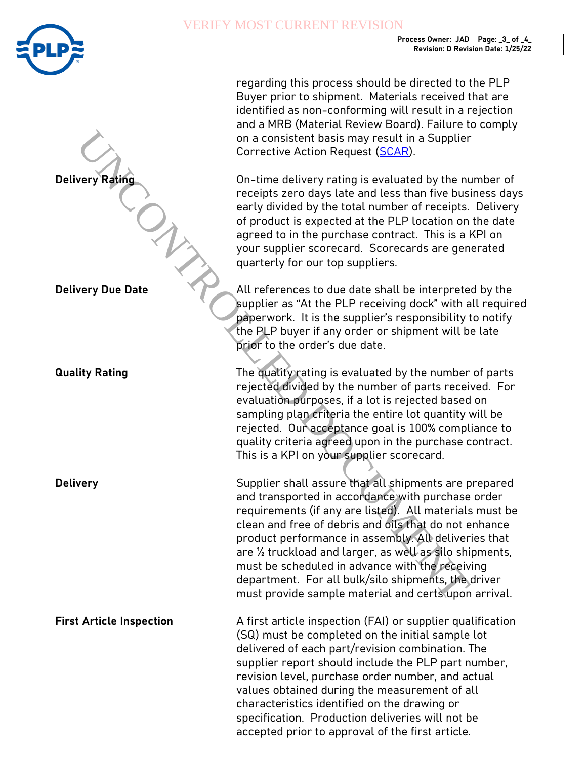regarding this process should be directed to the PLP Buyer prior to shipment. Materials received that are identified as non-conforming will result in a rejection and a MRB (Material Review Board). Failure to comply on a consistent basis may result in a Supplier Corrective Action Request (SCAR).

**Delivery Rating**

On-time delivery rating is evaluated by the number of receipts zero days late and less than five business days early divided by the total number of receipts. Delivery of product is expected at the PLP location on the date agreed to in the purchase contract. This is a KPI on your supplier scorecard. Scorecards are generated quarterly for our top suppliers.

**Delivery Due Date**

All references to due date shall be interpreted by the supplier as "At the PLP receiving dock" with all required paperwork. It is the supplier's responsibility to notify the PLP buyer if any order or shipment will be late prior to the order's due date.

**Quality Rating**

The quality rating is evaluated by the number of parts rejected divided by the number of parts received. For evaluation purposes, if a lot is rejected based on sampling plan criteria the entire lot quantity will be rejected. Our acceptance goal is 100% compliance to quality criteria agreed upon in the purchase contract. This is a KPI on your supplier scorecard.

**Delivery**

Supplier shall assure that all shipments are prepared and transported in accordance with purchase order requirements (if any are listed). All materials must be clean and free of debris and oils that do not enhance product performance in assembly. All deliveries that are ½ truckload and larger, as well as silo shipments, must be scheduled in advance with the receiving department. For all bulk/silo shipments, the driver must provide sample material and certs upon arrival.

**First Article Inspection**

A first article inspection (FAI) or supplier qualification (SQ) must be completed on the initial sample lot delivered of each part/revision combination. The supplier report should include the PLP part number, revision level, purchase order number, and actual values obtained during the measurement of all characteristics identified on the drawing or specification. Production deliveries will not be accepted prior to approval of the first article.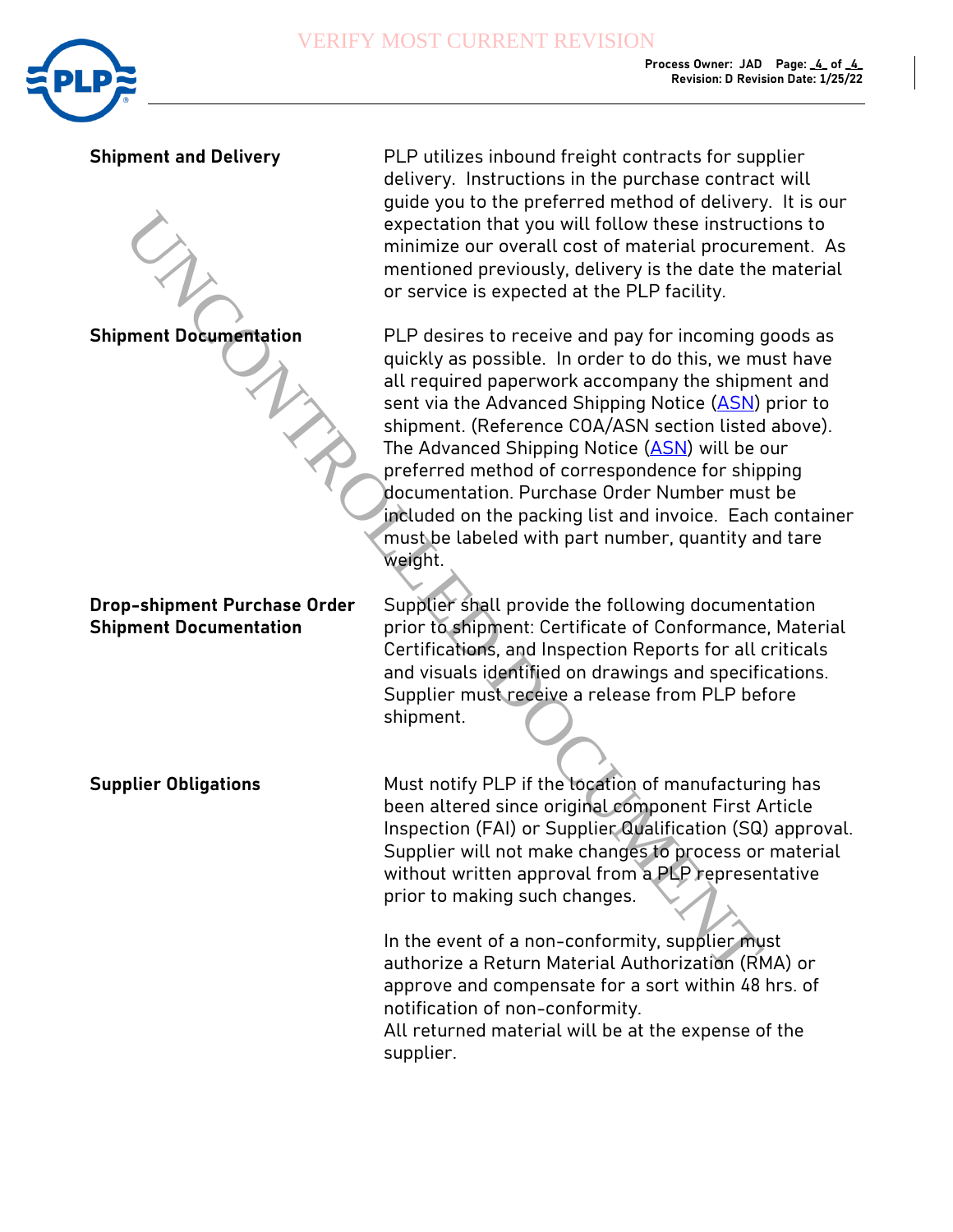**Shipment and Delivery**

PLP utilizes inbound freight contracts for supplier delivery. Instructions in the purchase contract will guide you to the preferred method of delivery. It is our expectation that you will follow these instructions to minimize our overall cost of material procurement. As mentioned previously, delivery is the date the material or service is expected at the PLP facility.

**Shipment Documentation**

PLP desires to receive and pay for incoming goods as quickly as possible. In order to do this, we must have all required paperwork accompany the shipment and sent via the Advanced Shipping Notice (ASN) prior to shipment. (Reference COA/ASN section listed above). The Advanced Shipping Notice (ASN) will be our preferred method of correspondence for shipping documentation. Purchase Order Number must be included on the packing list and invoice. Each container must be labeled with part number, quantity and tare weight.

**Drop-shipment Purchase Order Shipment Documentation**

Supplier shall provide the following documentation prior to shipment: Certificate of Conformance, Material Certifications, and Inspection Reports for all criticals and visuals identified on drawings and specifications. Supplier must receive a release from PLP before shipment.

**Supplier Obligations**

Must notify PLP if the location of manufacturing has been altered since original component First Article Inspection (FAI) or Supplier Qualification (SQ) approval. Supplier will not make changes to process or material without written approval from a PLP representative prior to making such changes.

In the event of a non-conformity, supplier must authorize a Return Material Authorization (RMA) or approve and compensate for a sort within 48 hrs. of notification of non-conformity.
All returned material will be at the expense of the supplier.